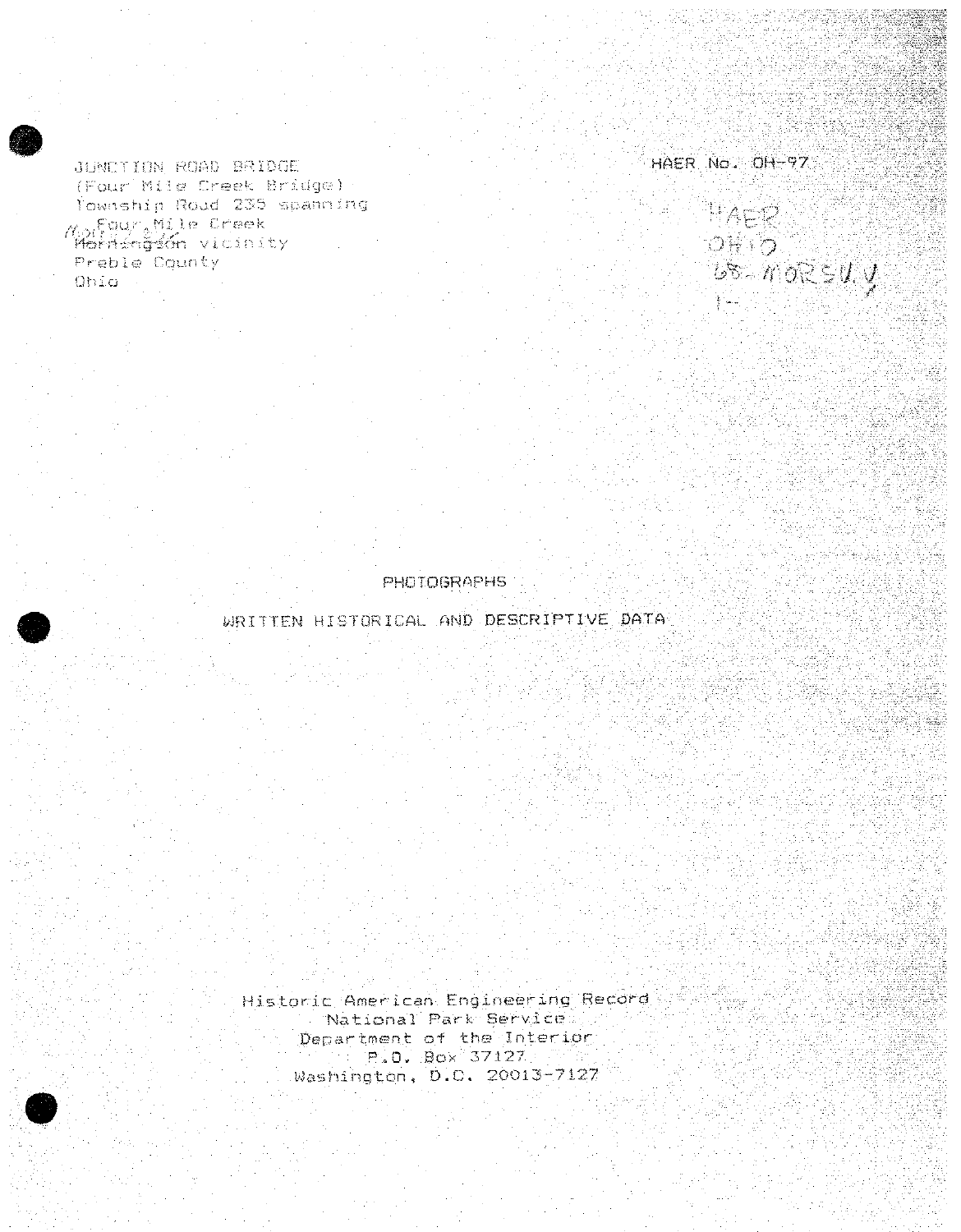JUNCTION ROAD BRIDGE
(Four Mile Creek Bridge)
Township Road 235 spanning
Four Mile Creek
Morningson vicinity
Preble County
Ohio

HAER No. OH-97

HAER
OHIO
68-MORSU.V
1-

PHOTOGRAPHS

WRITTEN HISTORICAL AND DESCRIPTIVE DATA

Historic American Engineering Record
National Park Service
Department of the Interior
P.O. Box 37127
Washington, D.C. 20013-7127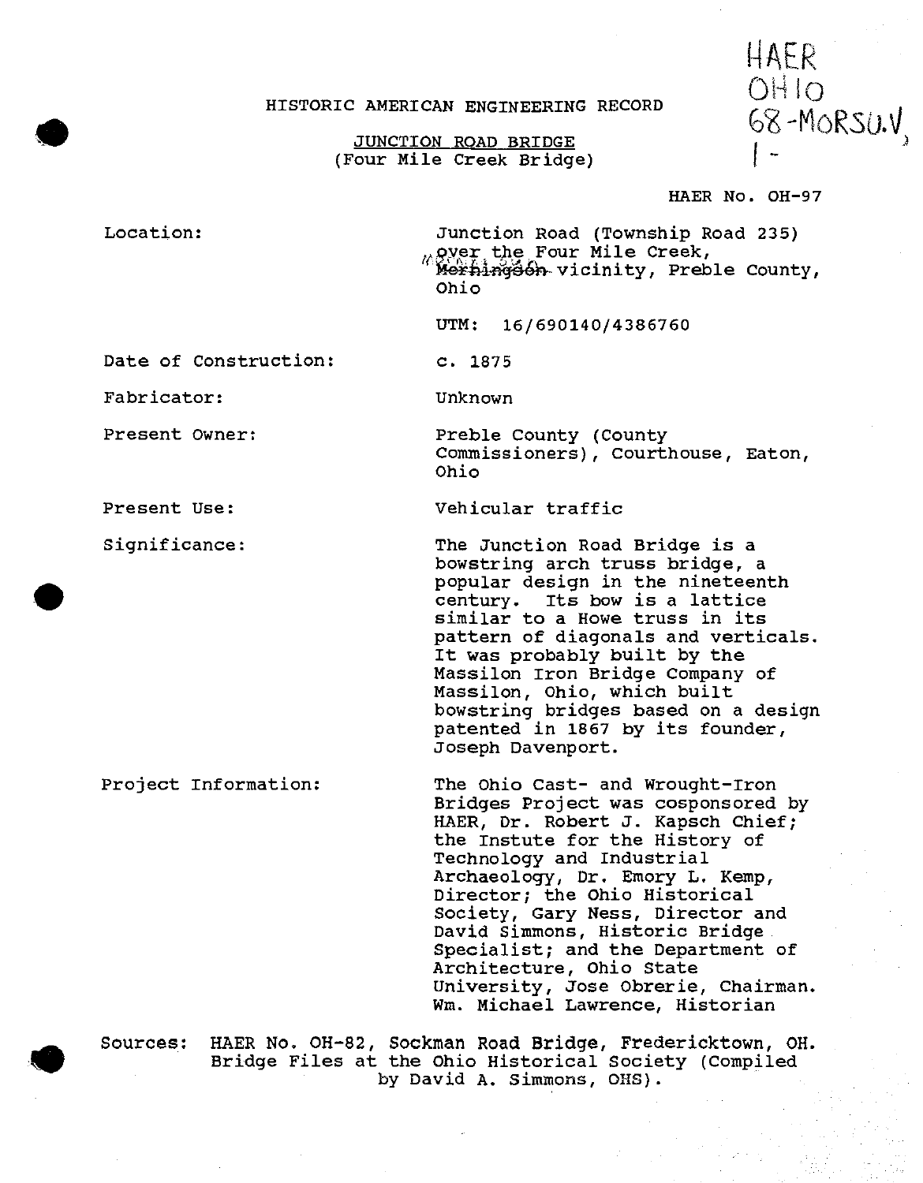HAER
OHIO
68-MORSU.V
1-

# HISTORIC AMERICAN ENGINEERING RECORD

## JUNCTION ROAD BRIDGE
(Four Mile Creek Bridge)

HAER No. OH-97

| | |
|---|---|
| Location: | Junction Road (Township Road 235) over the Four Mile Creek, ~~Morningson~~ Morning Sun vicinity, Preble County, Ohio<br><br>UTM: 16/690140/4386760 |
| Date of Construction: | c. 1875 |
| Fabricator: | Unknown |
| Present Owner: | Preble County (County Commissioners), Courthouse, Eaton, Ohio |
| Present Use: | Vehicular traffic |
| Significance: | The Junction Road Bridge is a bowstring arch truss bridge, a popular design in the nineteenth century. Its bow is a lattice similar to a Howe truss in its pattern of diagonals and verticals. It was probably built by the Massilon Iron Bridge Company of Massilon, Ohio, which built bowstring bridges based on a design patented in 1867 by its founder, Joseph Davenport. |
| Project Information: | The Ohio Cast- and Wrought-Iron Bridges Project was cosponsored by HAER, Dr. Robert J. Kapsch Chief; the Instute for the History of Technology and Industrial Archaeology, Dr. Emory L. Kemp, Director; the Ohio Historical Society, Gary Ness, Director and David Simmons, Historic Bridge Specialist; and the Department of Architecture, Ohio State University, Jose Obrerie, Chairman. Wm. Michael Lawrence, Historian |

Sources: HAER No. OH-82, Sockman Road Bridge, Fredericktown, OH. Bridge Files at the Ohio Historical Society (Compiled by David A. Simmons, OHS).